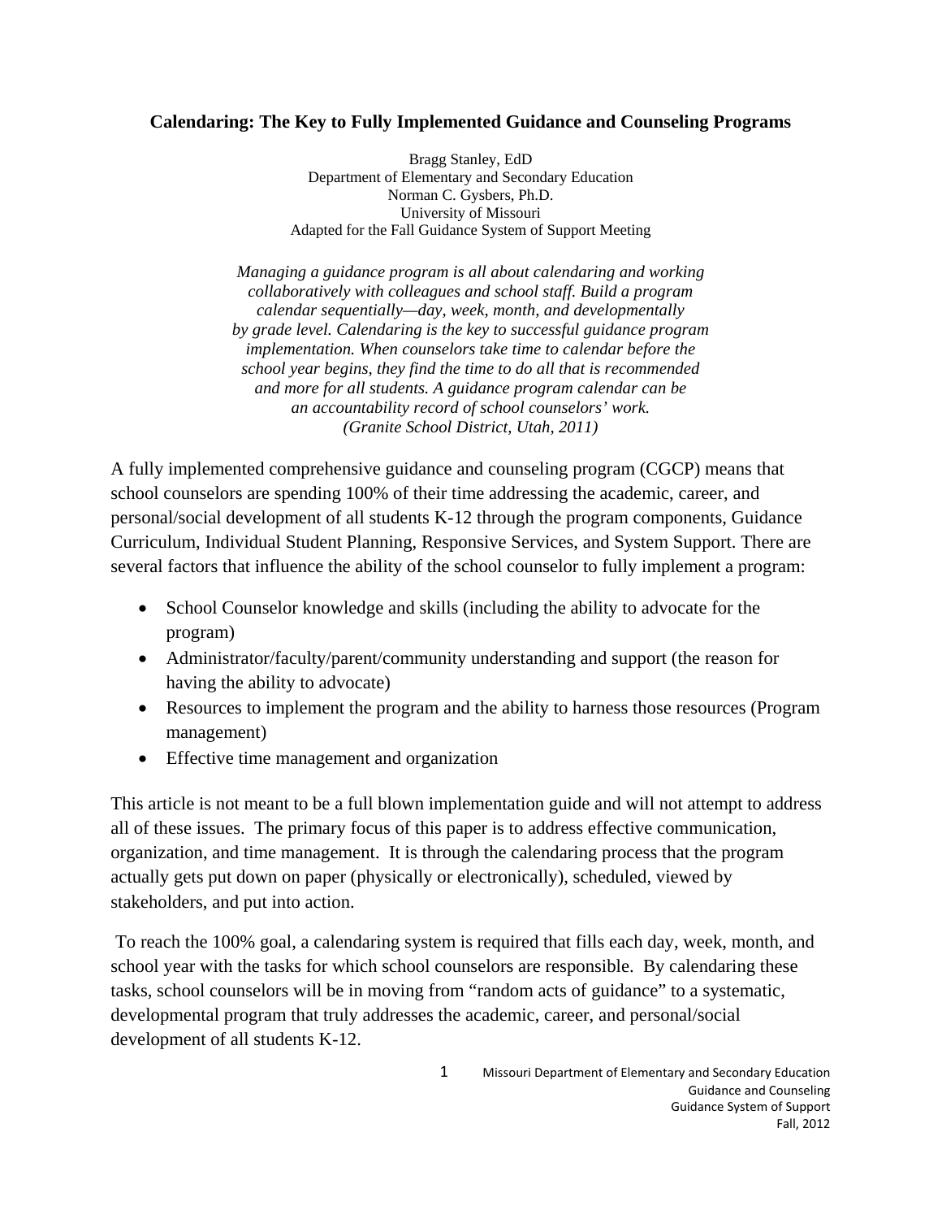# Calendaring: The Key to Fully Implemented Guidance and Counseling Programs

Bragg Stanley, EdD
Department of Elementary and Secondary Education
Norman C. Gysbers, Ph.D.
University of Missouri
Adapted for the Fall Guidance System of Support Meeting

*Managing a guidance program is all about calendaring and working collaboratively with colleagues and school staff. Build a program calendar sequentially—day, week, month, and developmentally by grade level. Calendaring is the key to successful guidance program implementation. When counselors take time to calendar before the school year begins, they find the time to do all that is recommended and more for all students. A guidance program calendar can be an accountability record of school counselors' work.*
*(Granite School District, Utah, 2011)*

A fully implemented comprehensive guidance and counseling program (CGCP) means that school counselors are spending 100% of their time addressing the academic, career, and personal/social development of all students K-12 through the program components, Guidance Curriculum, Individual Student Planning, Responsive Services, and System Support. There are several factors that influence the ability of the school counselor to fully implement a program:

- School Counselor knowledge and skills (including the ability to advocate for the program)
- Administrator/faculty/parent/community understanding and support (the reason for having the ability to advocate)
- Resources to implement the program and the ability to harness those resources (Program management)
- Effective time management and organization

This article is not meant to be a full blown implementation guide and will not attempt to address all of these issues. The primary focus of this paper is to address effective communication, organization, and time management. It is through the calendaring process that the program actually gets put down on paper (physically or electronically), scheduled, viewed by stakeholders, and put into action.

To reach the 100% goal, a calendaring system is required that fills each day, week, month, and school year with the tasks for which school counselors are responsible. By calendaring these tasks, school counselors will be in moving from "random acts of guidance" to a systematic, developmental program that truly addresses the academic, career, and personal/social development of all students K-12.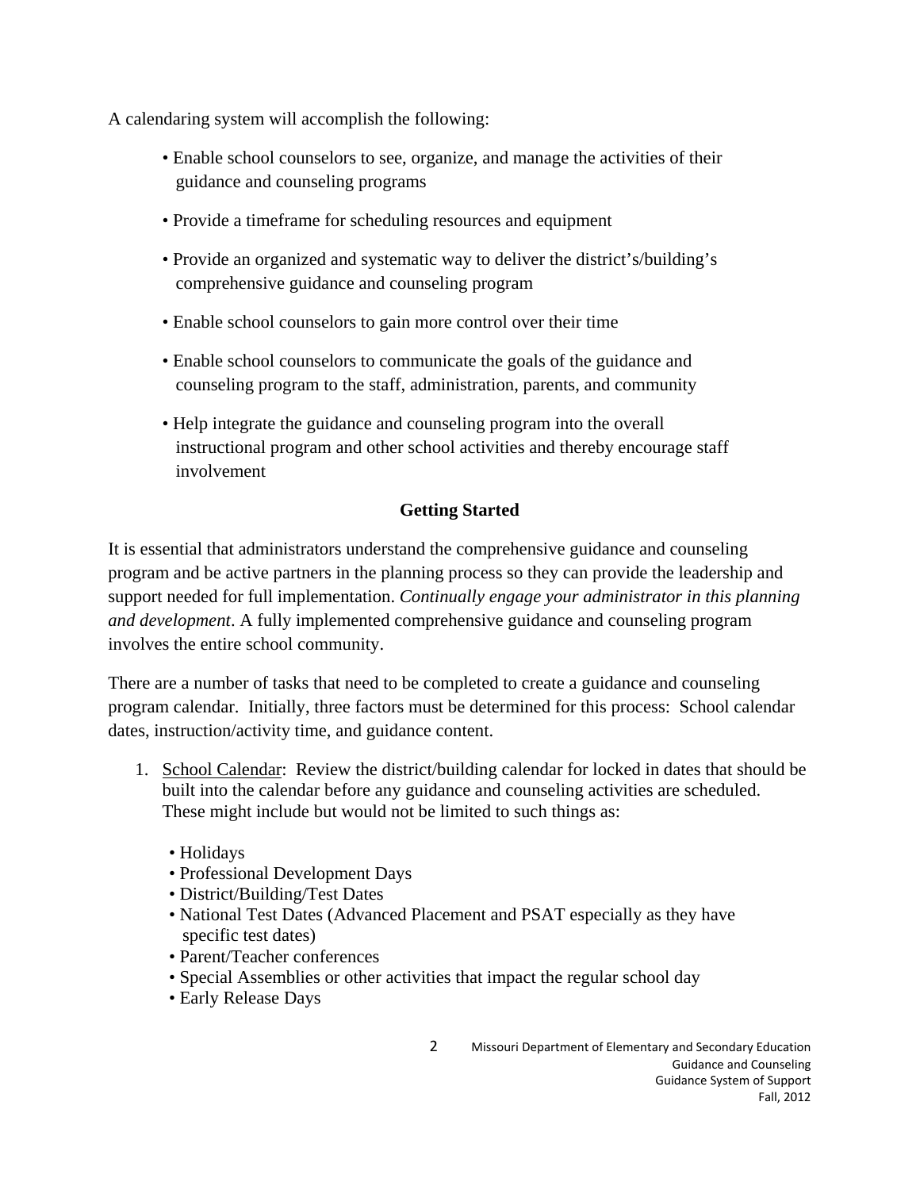A calendaring system will accomplish the following:

- Enable school counselors to see, organize, and manage the activities of their guidance and counseling programs
- Provide a timeframe for scheduling resources and equipment
- Provide an organized and systematic way to deliver the district's/building's comprehensive guidance and counseling program
- Enable school counselors to gain more control over their time
- Enable school counselors to communicate the goals of the guidance and counseling program to the staff, administration, parents, and community
- Help integrate the guidance and counseling program into the overall instructional program and other school activities and thereby encourage staff involvement

## Getting Started

It is essential that administrators understand the comprehensive guidance and counseling program and be active partners in the planning process so they can provide the leadership and support needed for full implementation. *Continually engage your administrator in this planning and development*. A fully implemented comprehensive guidance and counseling program involves the entire school community.

There are a number of tasks that need to be completed to create a guidance and counseling program calendar. Initially, three factors must be determined for this process: School calendar dates, instruction/activity time, and guidance content.

1. <u>School Calendar</u>: Review the district/building calendar for locked in dates that should be built into the calendar before any guidance and counseling activities are scheduled. These might include but would not be limited to such things as:
   - Holidays
   - Professional Development Days
   - District/Building/Test Dates
   - National Test Dates (Advanced Placement and PSAT especially as they have specific test dates)
   - Parent/Teacher conferences
   - Special Assemblies or other activities that impact the regular school day
   - Early Release Days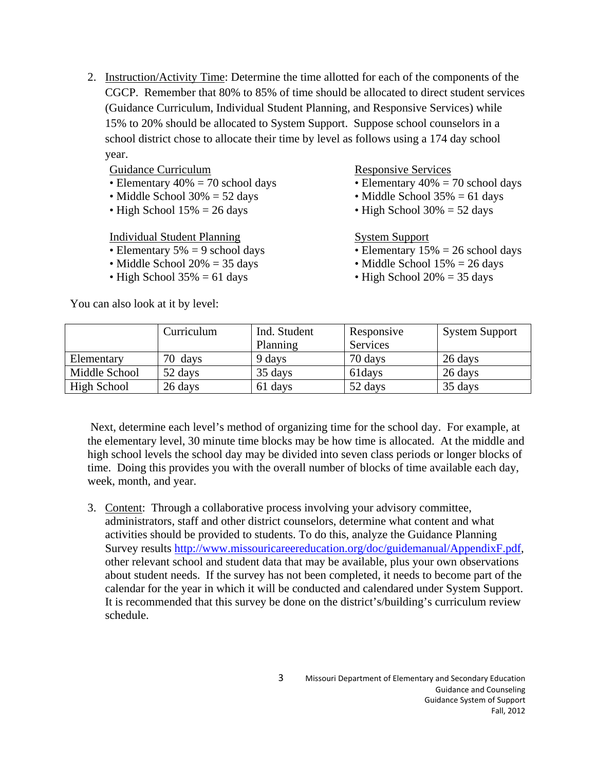2. Instruction/Activity Time: Determine the time allotted for each of the components of the CGCP. Remember that 80% to 85% of time should be allocated to direct student services (Guidance Curriculum, Individual Student Planning, and Responsive Services) while 15% to 20% should be allocated to System Support. Suppose school counselors in a school district chose to allocate their time by level as follows using a 174 day school year.

   Guidance Curriculum
   - Elementary 40% = 70 school days
   - Middle School 30% = 52 days
   - High School 15% = 26 days

   Individual Student Planning
   - Elementary 5% = 9 school days
   - Middle School 20% = 35 days
   - High School 35% = 61 days

   Responsive Services
   - Elementary 40% = 70 school days
   - Middle School 35% = 61 days
   - High School 30% = 52 days

   System Support
   - Elementary 15% = 26 school days
   - Middle School 15% = 26 days
   - High School 20% = 35 days

You can also look at it by level:

| | Curriculum | Ind. Student Planning | Responsive Services | System Support |
|---|---|---|---|---|
| Elementary | 70 days | 9 days | 70 days | 26 days |
| Middle School | 52 days | 35 days | 61days | 26 days |
| High School | 26 days | 61 days | 52 days | 35 days |

Next, determine each level's method of organizing time for the school day. For example, at the elementary level, 30 minute time blocks may be how time is allocated. At the middle and high school levels the school day may be divided into seven class periods or longer blocks of time. Doing this provides you with the overall number of blocks of time available each day, week, month, and year.

3. Content: Through a collaborative process involving your advisory committee, administrators, staff and other district counselors, determine what content and what activities should be provided to students. To do this, analyze the Guidance Planning Survey results http://www.missouricareereducation.org/doc/guidemanual/AppendixF.pdf, other relevant school and student data that may be available, plus your own observations about student needs. If the survey has not been completed, it needs to become part of the calendar for the year in which it will be conducted and calendared under System Support. It is recommended that this survey be done on the district's/building's curriculum review schedule.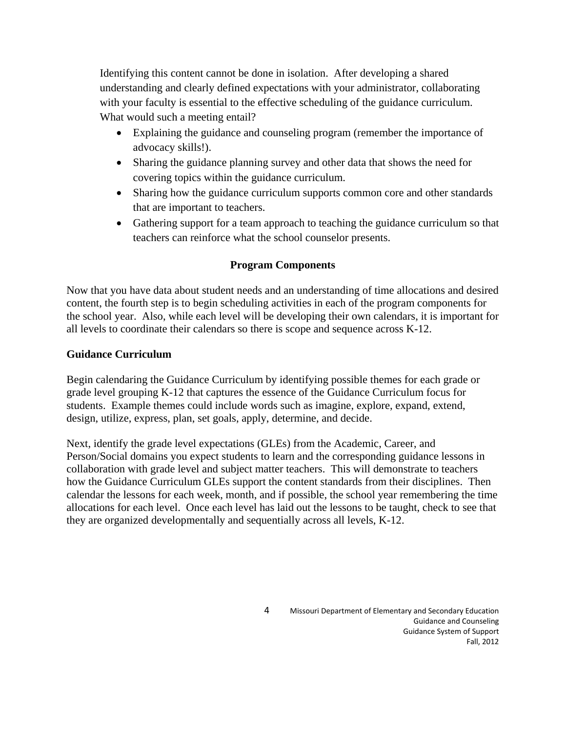Identifying this content cannot be done in isolation. After developing a shared understanding and clearly defined expectations with your administrator, collaborating with your faculty is essential to the effective scheduling of the guidance curriculum. What would such a meeting entail?

- Explaining the guidance and counseling program (remember the importance of advocacy skills!).
- Sharing the guidance planning survey and other data that shows the need for covering topics within the guidance curriculum.
- Sharing how the guidance curriculum supports common core and other standards that are important to teachers.
- Gathering support for a team approach to teaching the guidance curriculum so that teachers can reinforce what the school counselor presents.

## Program Components

Now that you have data about student needs and an understanding of time allocations and desired content, the fourth step is to begin scheduling activities in each of the program components for the school year. Also, while each level will be developing their own calendars, it is important for all levels to coordinate their calendars so there is scope and sequence across K-12.

### Guidance Curriculum

Begin calendaring the Guidance Curriculum by identifying possible themes for each grade or grade level grouping K-12 that captures the essence of the Guidance Curriculum focus for students. Example themes could include words such as imagine, explore, expand, extend, design, utilize, express, plan, set goals, apply, determine, and decide.

Next, identify the grade level expectations (GLEs) from the Academic, Career, and Person/Social domains you expect students to learn and the corresponding guidance lessons in collaboration with grade level and subject matter teachers. This will demonstrate to teachers how the Guidance Curriculum GLEs support the content standards from their disciplines. Then calendar the lessons for each week, month, and if possible, the school year remembering the time allocations for each level. Once each level has laid out the lessons to be taught, check to see that they are organized developmentally and sequentially across all levels, K-12.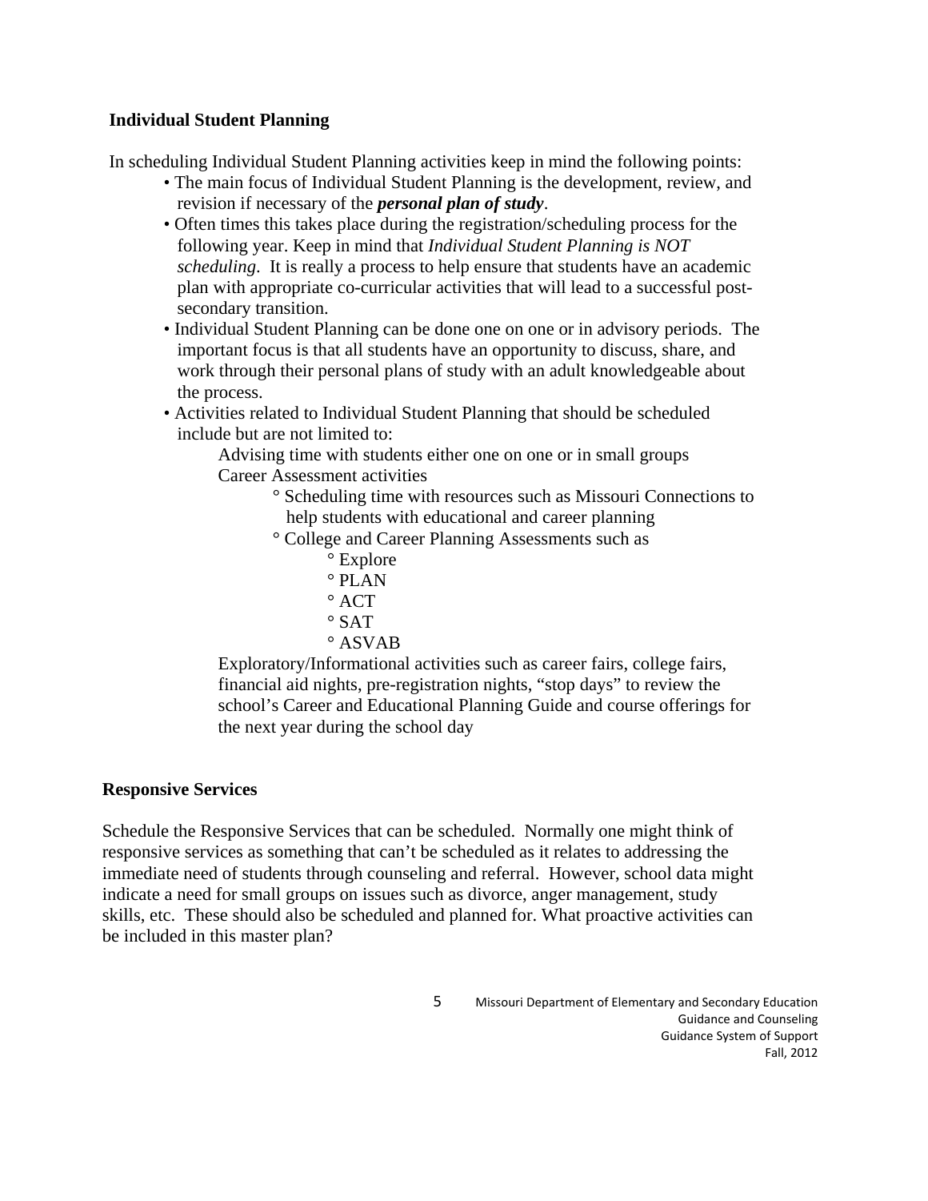**Individual Student Planning**

In scheduling Individual Student Planning activities keep in mind the following points:

- The main focus of Individual Student Planning is the development, review, and revision if necessary of the ***personal plan of study***.
- Often times this takes place during the registration/scheduling process for the following year. Keep in mind that *Individual Student Planning is NOT scheduling*. It is really a process to help ensure that students have an academic plan with appropriate co-curricular activities that will lead to a successful post-secondary transition.
- Individual Student Planning can be done one on one or in advisory periods. The important focus is that all students have an opportunity to discuss, share, and work through their personal plans of study with an adult knowledgeable about the process.
- Activities related to Individual Student Planning that should be scheduled include but are not limited to:
  - Advising time with students either one on one or in small groups
  - Career Assessment activities
    - Scheduling time with resources such as Missouri Connections to help students with educational and career planning
    - College and Career Planning Assessments such as
      - Explore
      - PLAN
      - ACT
      - SAT
      - ASVAB
  - Exploratory/Informational activities such as career fairs, college fairs, financial aid nights, pre-registration nights, "stop days" to review the school's Career and Educational Planning Guide and course offerings for the next year during the school day

**Responsive Services**

Schedule the Responsive Services that can be scheduled. Normally one might think of responsive services as something that can't be scheduled as it relates to addressing the immediate need of students through counseling and referral. However, school data might indicate a need for small groups on issues such as divorce, anger management, study skills, etc. These should also be scheduled and planned for. What proactive activities can be included in this master plan?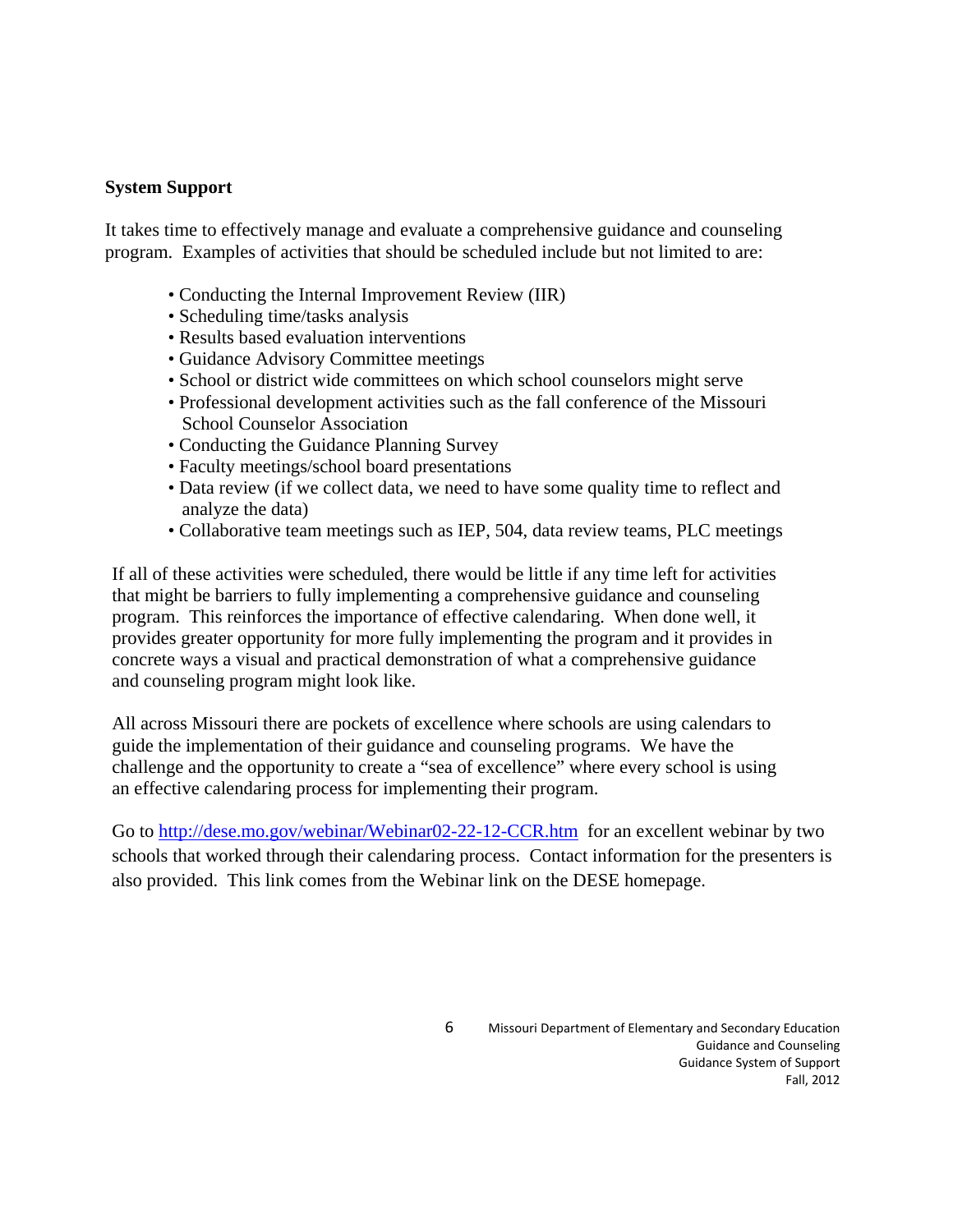**System Support**

It takes time to effectively manage and evaluate a comprehensive guidance and counseling program. Examples of activities that should be scheduled include but not limited to are:

- Conducting the Internal Improvement Review (IIR)
- Scheduling time/tasks analysis
- Results based evaluation interventions
- Guidance Advisory Committee meetings
- School or district wide committees on which school counselors might serve
- Professional development activities such as the fall conference of the Missouri School Counselor Association
- Conducting the Guidance Planning Survey
- Faculty meetings/school board presentations
- Data review (if we collect data, we need to have some quality time to reflect and analyze the data)
- Collaborative team meetings such as IEP, 504, data review teams, PLC meetings

If all of these activities were scheduled, there would be little if any time left for activities that might be barriers to fully implementing a comprehensive guidance and counseling program. This reinforces the importance of effective calendaring. When done well, it provides greater opportunity for more fully implementing the program and it provides in concrete ways a visual and practical demonstration of what a comprehensive guidance and counseling program might look like.

All across Missouri there are pockets of excellence where schools are using calendars to guide the implementation of their guidance and counseling programs. We have the challenge and the opportunity to create a "sea of excellence" where every school is using an effective calendaring process for implementing their program.

Go to http://dese.mo.gov/webinar/Webinar02-22-12-CCR.htm for an excellent webinar by two schools that worked through their calendaring process. Contact information for the presenters is also provided. This link comes from the Webinar link on the DESE homepage.